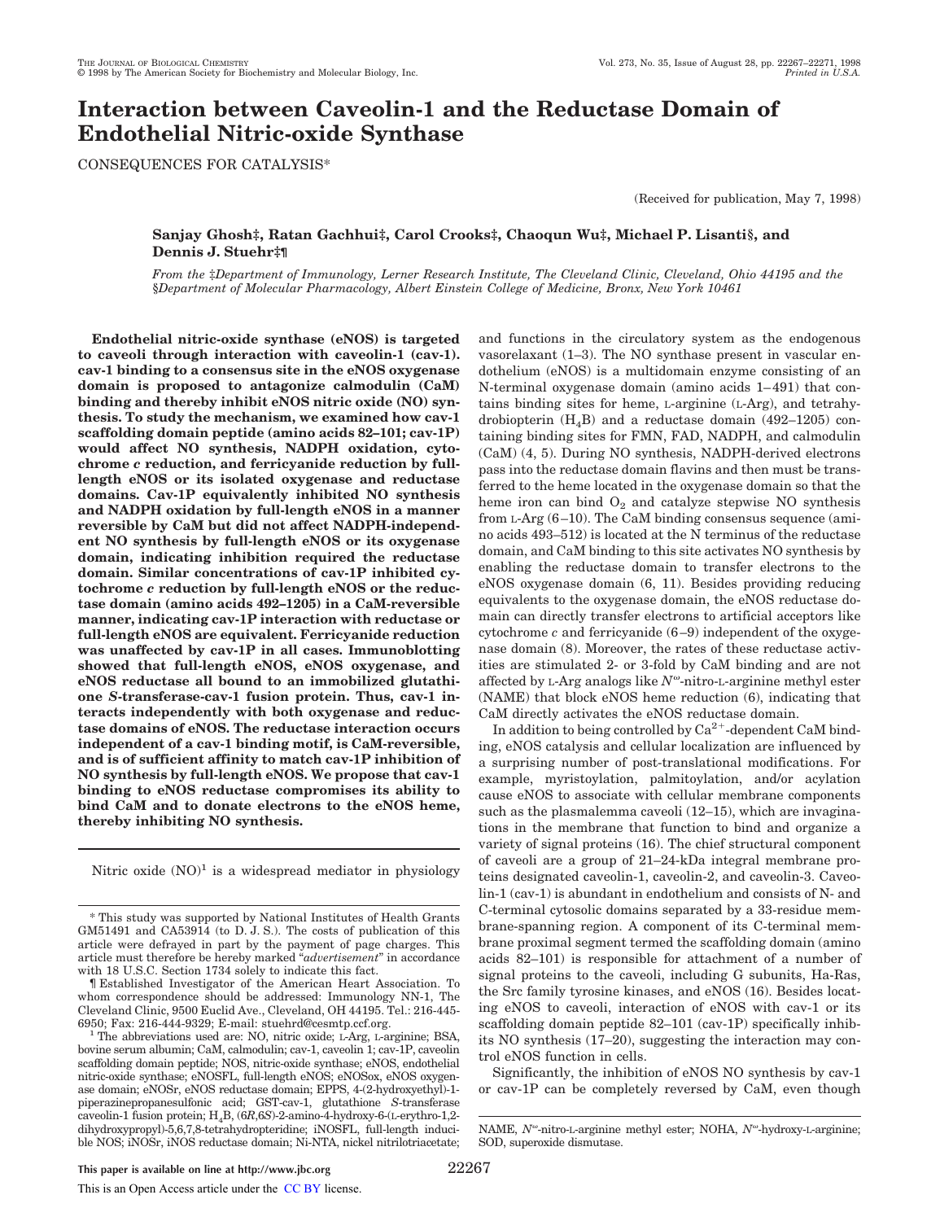# Interaction between Caveolin-1 and the Reductase Domain of Endothelial Nitric-oxide Synthase

CONSEQUENCES FOR CATALYSIS*

(Received for publication, May 7, 1998)

**Sanjay Ghosh‡, Ratan Gachhui‡, Carol Crooks‡, Chaoqun Wu‡, Michael P. Lisanti§, and Dennis J. Stuehr‡¶**

*From the ‡Department of Immunology, Lerner Research Institute, The Cleveland Clinic, Cleveland, Ohio 44195 and the §Department of Molecular Pharmacology, Albert Einstein College of Medicine, Bronx, New York 10461*

**Endothelial nitric-oxide synthase (eNOS) is targeted to caveoli through interaction with caveolin-1 (cav-1). cav-1 binding to a consensus site in the eNOS oxygenase domain is proposed to antagonize calmodulin (CaM) binding and thereby inhibit eNOS nitric oxide (NO) synthesis. To study the mechanism, we examined how cav-1 scaffolding domain peptide (amino acids 82–101; cav-1P) would affect NO synthesis, NADPH oxidation, cytochrome *c* reduction, and ferricyanide reduction by full-length eNOS or its isolated oxygenase and reductase domains. Cav-1P equivalently inhibited NO synthesis and NADPH oxidation by full-length eNOS in a manner reversible by CaM but did not affect NADPH-independent NO synthesis by full-length eNOS or its oxygenase domain, indicating inhibition required the reductase domain. Similar concentrations of cav-1P inhibited cytochrome *c* reduction by full-length eNOS or the reductase domain (amino acids 492–1205) in a CaM-reversible manner, indicating cav-1P interaction with reductase or full-length eNOS are equivalent. Ferricyanide reduction was unaffected by cav-1P in all cases. Immunoblotting showed that full-length eNOS, eNOS oxygenase, and eNOS reductase all bound to an immobilized glutathione *S*-transferase-cav-1 fusion protein. Thus, cav-1 interacts independently with both oxygenase and reductase domains of eNOS. The reductase interaction occurs independent of a cav-1 binding motif, is CaM-reversible, and is of sufficient affinity to match cav-1P inhibition of NO synthesis by full-length eNOS. We propose that cav-1 binding to eNOS reductase compromises its ability to bind CaM and to donate electrons to the eNOS heme, thereby inhibiting NO synthesis.**

Nitric oxide (NO)[1] is a widespread mediator in physiology and functions in the circulatory system as the endogenous vasorelaxant (1–3). The NO synthase present in vascular endothelium (eNOS) is a multidomain enzyme consisting of an N-terminal oxygenase domain (amino acids 1–491) that contains binding sites for heme, L-arginine (L-Arg), and tetrahydrobiopterin ($H_4B$) and a reductase domain (492–1205) containing binding sites for FMN, FAD, NADPH, and calmodulin (CaM) (4, 5). During NO synthesis, NADPH-derived electrons pass into the reductase domain flavins and then must be transferred to the heme located in the oxygenase domain so that the heme iron can bind $O_2$ and catalyze stepwise NO synthesis from L-Arg (6–10). The CaM binding consensus sequence (amino acids 493–512) is located at the N terminus of the reductase domain, and CaM binding to this site activates NO synthesis by enabling the reductase domain to transfer electrons to the eNOS oxygenase domain (6, 11). Besides providing reducing equivalents to the oxygenase domain, the eNOS reductase domain can directly transfer electrons to artificial acceptors like cytochrome *c* and ferricyanide (6–9) independent of the oxygenase domain (8). Moreover, the rates of these reductase activities are stimulated 2- or 3-fold by CaM binding and are not affected by L-Arg analogs like $N^{\omega}$-nitro-L-arginine methyl ester (NAME) that block eNOS heme reduction (6), indicating that CaM directly activates the eNOS reductase domain.

In addition to being controlled by $Ca^{2+}$-dependent CaM binding, eNOS catalysis and cellular localization are influenced by a surprising number of post-translational modifications. For example, myristoylation, palmitoylation, and/or acylation cause eNOS to associate with cellular membrane components such as the plasmalemma caveoli (12–15), which are invaginations in the membrane that function to bind and organize a variety of signal proteins (16). The chief structural component of caveoli are a group of 21–24-kDa integral membrane proteins designated caveolin-1, caveolin-2, and caveolin-3. Caveolin-1 (cav-1) is abundant in endothelium and consists of N- and C-terminal cytosolic domains separated by a 33-residue membrane-spanning region. A component of its C-terminal membrane proximal segment termed the scaffolding domain (amino acids 82–101) is responsible for attachment of a number of signal proteins to the caveoli, including G subunits, Ha-Ras, the Src family tyrosine kinases, and eNOS (16). Besides locating eNOS to caveoli, interaction of eNOS with cav-1 or its scaffolding domain peptide 82–101 (cav-1P) specifically inhibits its NO synthesis (17–20), suggesting the interaction may control eNOS function in cells.

Significantly, the inhibition of eNOS NO synthesis by cav-1 or cav-1P can be completely reversed by CaM, even though

---

\* This study was supported by National Institutes of Health Grants GM51491 and CA53914 (to D. J. S.). The costs of publication of this article were defrayed in part by the payment of page charges. This article must therefore be hereby marked "*advertisement*" in accordance with 18 U.S.C. Section 1734 solely to indicate this fact.

¶ Established Investigator of the American Heart Association. To whom correspondence should be addressed: Immunology NN-1, The Cleveland Clinic, 9500 Euclid Ave., Cleveland, OH 44195. Tel.: 216-445-6950; Fax: 216-444-9329; E-mail: stuehrd@cesmtp.ccf.org.

[1] The abbreviations used are: NO, nitric oxide; L-Arg, L-arginine; BSA, bovine serum albumin; CaM, calmodulin; cav-1, caveolin 1; cav-1P, caveolin scaffolding domain peptide; NOS, nitric-oxide synthase; eNOS, endothelial nitric-oxide synthase; eNOSFL, full-length eNOS; eNOSox, eNOS oxygenase domain; eNOSr, eNOS reductase domain; EPPS, 4-(2-hydroxyethyl)-1-piperazinepropanesulfonic acid; GST-cav-1, glutathione *S*-transferase caveolin-1 fusion protein; $H_4B$, (6*R*,6*S*)-2-amino-4-hydroxy-6-(L-erythro-1,2-dihydroxypropyl)-5,6,7,8-tetrahydropteridine; iNOSFL, full-length inducible NOS; iNOSr, iNOS reductase domain; Ni-NTA, nickel nitrilotriacetate; NAME, $N^{\omega}$-nitro-L-arginine methyl ester; NOHA, $N^{\omega}$-hydroxy-L-arginine; SOD, superoxide dismutase.

This paper is available on line at http://www.jbc.org

This is an Open Access article under the CC BY license.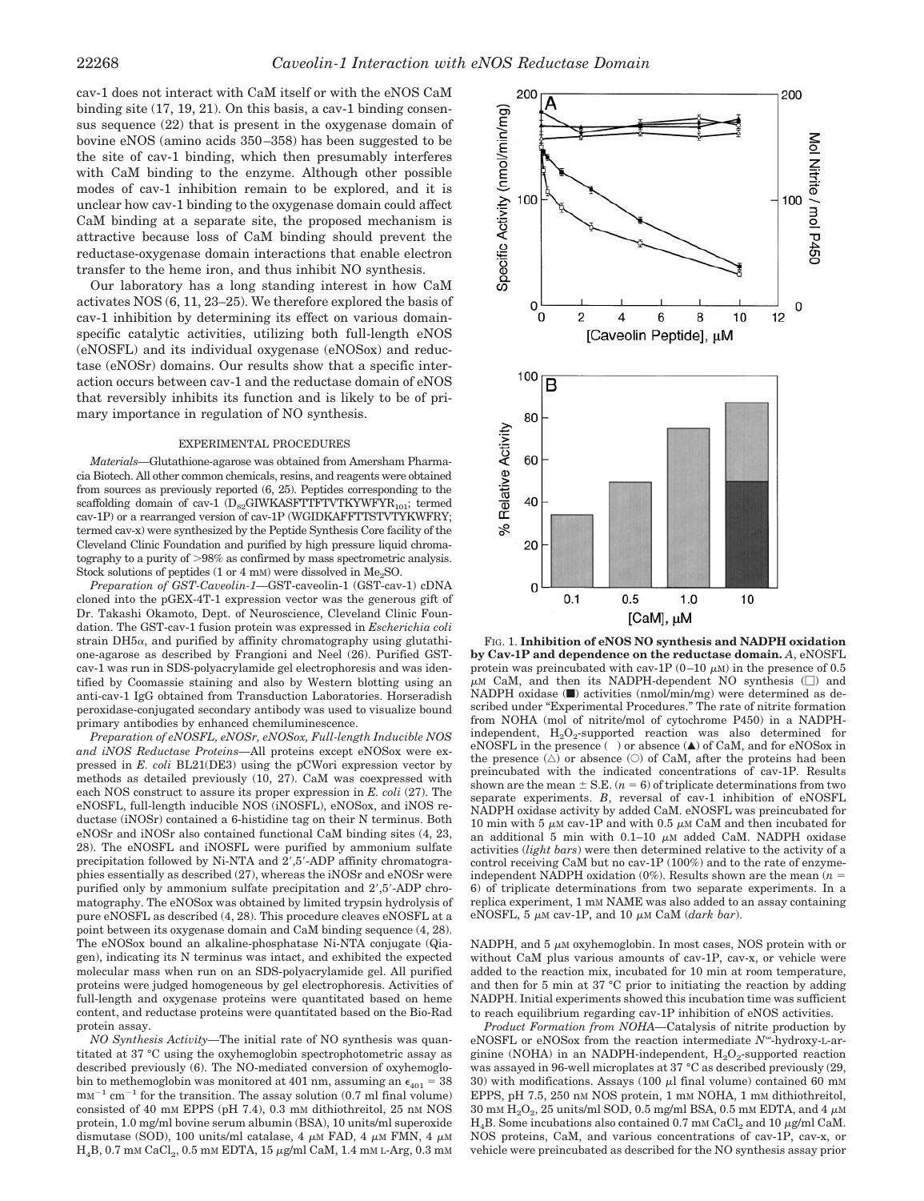cav-1 does not interact with CaM itself or with the eNOS CaM binding site (17, 19, 21). On this basis, a cav-1 binding consensus sequence (22) that is present in the oxygenase domain of bovine eNOS (amino acids 350–358) has been suggested to be the site of cav-1 binding, which then presumably interferes with CaM binding to the enzyme. Although other possible modes of cav-1 inhibition remain to be explored, and it is unclear how cav-1 binding to the oxygenase domain could affect CaM binding at a separate site, the proposed mechanism is attractive because loss of CaM binding should prevent the reductase-oxygenase domain interactions that enable electron transfer to the heme iron, and thus inhibit NO synthesis.

Our laboratory has a long standing interest in how CaM activates NOS (6, 11, 23–25). We therefore explored the basis of cav-1 inhibition by determining its effect on various domain-specific catalytic activities, utilizing both full-length eNOS (eNOSFL) and its individual oxygenase (eNOSox) and reductase (eNOSr) domains. Our results show that a specific interaction occurs between cav-1 and the reductase domain of eNOS that reversibly inhibits its function and is likely to be of primary importance in regulation of NO synthesis.

## EXPERIMENTAL PROCEDURES

*Materials*—Glutathione-agarose was obtained from Amersham Pharmacia Biotech. All other common chemicals, resins, and reagents were obtained from sources as previously reported (6, 25). Peptides corresponding to the scaffolding domain of cav-1 ($D_{82}$GIWKASFTTFTVTKYWFY$R_{101}$; termed cav-1P) or a rearranged version of cav-1P (WGIDKAFFTTSTVTYKWFRY; termed cav-x) were synthesized by the Peptide Synthesis Core facility of the Cleveland Clinic Foundation and purified by high pressure liquid chromatography to a purity of >98% as confirmed by mass spectrometric analysis. Stock solutions of peptides (1 or 4 mM) were dissolved in $Me_2SO$.

*Preparation of GST-Caveolin-1*—GST-caveolin-1 (GST-cav-1) cDNA cloned into the pGEX-4T-1 expression vector was the generous gift of Dr. Takashi Okamoto, Dept. of Neuroscience, Cleveland Clinic Foundation. The GST-cav-1 fusion protein was expressed in *Escherichia coli* strain DH5α, and purified by affinity chromatography using glutathione-agarose as described by Frangioni and Neel (26). Purified GST-cav-1 was run in SDS-polyacrylamide gel electrophoresis and was identified by Coomassie staining and also by Western blotting using an anti-cav-1 IgG obtained from Transduction Laboratories. Horseradish peroxidase-conjugated secondary antibody was used to visualize bound primary antibodies by enhanced chemiluminescence.

*Preparation of eNOSFL, eNOSr, eNOSox, Full-length Inducible NOS and iNOS Reductase Proteins*—All proteins except eNOSox were expressed in *E. coli* BL21(DE3) using the pCWori expression vector by methods as detailed previously (10, 27). CaM was coexpressed with each NOS construct to assure its proper expression in *E. coli* (27). The eNOSFL, full-length inducible NOS (iNOSFL), eNOSox, and iNOS reductase (iNOSr) contained a 6-histidine tag on their N terminus. Both eNOSr and iNOSr also contained functional CaM binding sites (4, 23, 28). The eNOSFL and iNOSFL were purified by ammonium sulfate precipitation followed by Ni-NTA and 2′,5′-ADP affinity chromatographies essentially as described (27), whereas the iNOSr and eNOSr were purified only by ammonium sulfate precipitation and 2′,5′-ADP chromatography. The eNOSox was obtained by limited trypsin hydrolysis of pure eNOSFL as described (4, 28). This procedure cleaves eNOSFL at a point between its oxygenase domain and CaM binding sequence (4, 28). The eNOSox bound an alkaline-phosphatase Ni-NTA conjugate (Qiagen), indicating its N terminus was intact, and exhibited the expected molecular mass when run on an SDS-polyacrylamide gel. All purified proteins were judged homogeneous by gel electrophoresis. Activities of full-length and oxygenase proteins were quantitated based on heme content, and reductase proteins were quantitated based on the Bio-Rad protein assay.

*NO Synthesis Activity*—The initial rate of NO synthesis was quantitated at 37 °C using the oxyhemoglobin spectrophotometric assay as described previously (6). The NO-mediated conversion of oxyhemoglobin to methemoglobin was monitored at 401 nm, assuming an $\epsilon_{401}$ = 38 $mM^{-1}$ $cm^{-1}$ for the transition. The assay solution (0.7 ml final volume) consisted of 40 mM EPPS (pH 7.4), 0.3 mM dithiothreitol, 25 nM NOS protein, 1.0 mg/ml bovine serum albumin (BSA), 100 units/ml superoxide dismutase (SOD), 100 units/ml catalase, 4 μM FAD, 4 μM FMN, 4 μM $H_4B$, 0.7 mM $CaCl_2$, 0.5 mM EDTA, 15 μg/ml CaM, 1.4 mM L-Arg, 0.3 mM NADPH, and 5 μM oxyhemoglobin. In most cases, NOS protein with or without CaM plus various amounts of cav-1P, cav-x, or vehicle were added to the reaction mix, incubated for 10 min at room temperature, and then for 5 min at 37 °C prior to initiating the reaction by adding NADPH. Initial experiments showed this incubation time was sufficient to reach equilibrium regarding cav-1P inhibition of eNOS activities.

*Product Formation from NOHA*—Catalysis of nitrite production by eNOSFL or eNOSox from the reaction intermediate $N^{\omega}$-hydroxy-L-arginine (NOHA) in an NADPH-independent, $H_2O_2$-supported reaction was assayed in 96-well microplates at 37 °C as described previously (29, 30) with modifications. Assays (100 μl final volume) contained 60 mM EPPS, pH 7.5, 250 nM NOS protein, 1 mM NOHA, 1 mM dithiothreitol, 30 mM $H_2O_2$, 25 units/ml SOD, 0.5 mg/ml BSA, 0.5 mM EDTA, and 4 μM $H_4B$. Some incubations also contained 0.7 mM $CaCl_2$ and 10 μg/ml CaM. NOS proteins, CaM, and various concentrations of cav-1P, cav-x, or vehicle were preincubated as described for the NO synthesis assay prior

FIG. 1. **Inhibition of eNOS NO synthesis and NADPH oxidation by Cav-1P and dependence on the reductase domain.** *A*, eNOSFL protein was preincubated with cav-1P (0–10 μM) in the presence of 0.5 μM CaM, and then its NADPH-dependent NO synthesis (□) and NADPH oxidase (■) activities (nmol/min/mg) were determined as described under "Experimental Procedures." The rate of nitrite formation from NOHA (mol of nitrite/mol of cytochrome P450) in a NADPH-independent, $H_2O_2$-supported reaction was also determined for eNOSFL in the presence ( ) or absence (▲) of CaM, and for eNOSox in the presence (△) or absence (○) of CaM, after the proteins had been preincubated with the indicated concentrations of cav-1P. Results shown are the mean ± S.E. (*n* = 6) of triplicate determinations from two separate experiments. *B*, reversal of cav-1 inhibition of eNOSFL NADPH oxidase activity by added CaM. eNOSFL was preincubated for 10 min with 5 μM cav-1P and with 0.5 μM CaM and then incubated for an additional 5 min with 0.1–10 μM added CaM. NADPH oxidase activities (*light bars*) were then determined relative to the activity of a control receiving CaM but no cav-1P (100%) and to the rate of enzyme-independent NADPH oxidation (0%). Results shown are the mean (*n* = 6) of triplicate determinations from two separate experiments. In a replica experiment, 1 mM NAME was also added to an assay containing eNOSFL, 5 μM cav-1P, and 10 μM CaM (*dark bar*).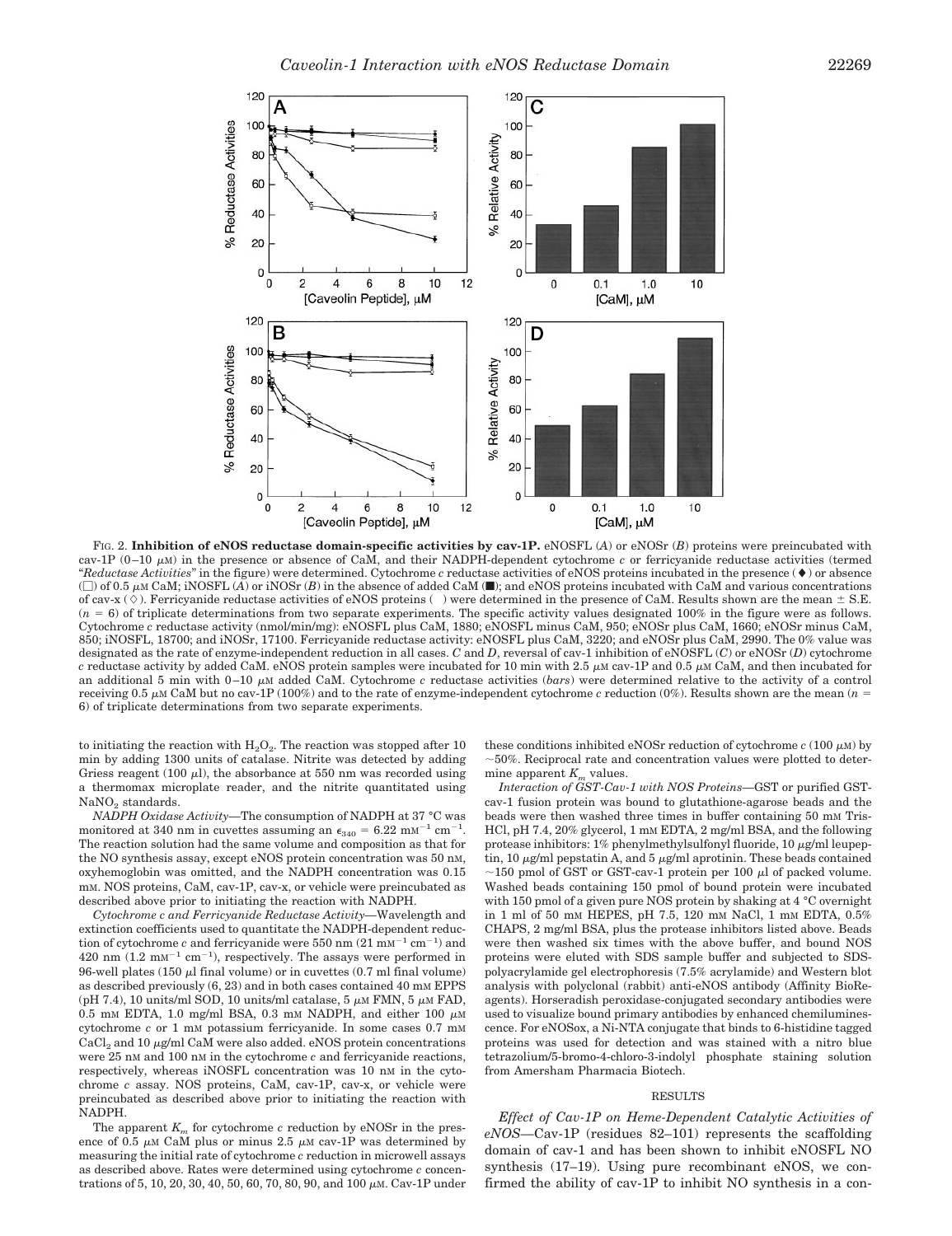FIG. 2. **Inhibition of eNOS reductase domain-specific activities by cav-1P.** eNOSFL (*A*) or eNOSr (*B*) proteins were preincubated with cav-1P (0–10 μM) in the presence or absence of CaM, and their NADPH-dependent cytochrome *c* or ferricyanide reductase activities (termed "*Reductase Activities*" in the figure) were determined. Cytochrome *c* reductase activities of eNOS proteins incubated in the presence (◆) or absence (□) of 0.5 μM CaM; iNOSFL (*A*) or iNOSr (*B*) in the absence of added CaM (■); and eNOS proteins incubated with CaM and various concentrations of cav-x (◇). Ferricyanide reductase activities of eNOS proteins ( ) were determined in the presence of CaM. Results shown are the mean ± S.E. ($n$ = 6) of triplicate determinations from two separate experiments. The specific activity values designated 100% in the figure were as follows. Cytochrome *c* reductase activity (nmol/min/mg): eNOSFL plus CaM, 1880; eNOSFL minus CaM, 950; eNOSr plus CaM, 1660; eNOSr minus CaM, 850; iNOSFL, 18700; and iNOSr, 17100. Ferricyanide reductase activity: eNOSFL plus CaM, 3220; and eNOSr plus CaM, 2990. The 0% value was designated as the rate of enzyme-independent reduction in all cases. *C* and *D*, reversal of cav-1 inhibition of eNOSFL (*C*) or eNOSr (*D*) cytochrome *c* reductase activity by added CaM. eNOS protein samples were incubated for 10 min with 2.5 μM cav-1P and 0.5 μM CaM, and then incubated for an additional 5 min with 0–10 μM added CaM. Cytochrome *c* reductase activities (*bars*) were determined relative to the activity of a control receiving 0.5 μM CaM but no cav-1P (100%) and to the rate of enzyme-independent cytochrome *c* reduction (0%). Results shown are the mean ($n$ = 6) of triplicate determinations from two separate experiments.

to initiating the reaction with $H_2O_2$. The reaction was stopped after 10 min by adding 1300 units of catalase. Nitrite was detected by adding Griess reagent (100 μl), the absorbance at 550 nm was recorded using a thermomax microplate reader, and the nitrite quantitated using $NaNO_2$ standards.

*NADPH Oxidase Activity*—The consumption of NADPH at 37 °C was monitored at 340 nm in cuvettes assuming an $\epsilon_{340}$ = 6.22 $mM^{-1}$ $cm^{-1}$. The reaction solution had the same volume and composition as that for the NO synthesis assay, except eNOS protein concentration was 50 nM, oxyhemoglobin was omitted, and the NADPH concentration was 0.15 mM. NOS proteins, CaM, cav-1P, cav-x, or vehicle were preincubated as described above prior to initiating the reaction with NADPH.

*Cytochrome c and Ferricyanide Reductase Activity*—Wavelength and extinction coefficients used to quantitate the NADPH-dependent reduction of cytochrome *c* and ferricyanide were 550 nm (21 $mM^{-1}$ $cm^{-1}$) and 420 nm (1.2 $mM^{-1}$ $cm^{-1}$), respectively. The assays were performed in 96-well plates (150 μl final volume) or in cuvettes (0.7 ml final volume) as described previously (6, 23) and in both cases contained 40 mM EPPS (pH 7.4), 10 units/ml SOD, 10 units/ml catalase, 5 μM FAD, 5 μM FMN, 0.5 mM EDTA, 1.0 mg/ml BSA, 0.3 mM NADPH, and either 100 μM cytochrome *c* or 1 mM potassium ferricyanide. In some cases 0.7 mM $CaCl_2$ and 10 μg/ml CaM were also added. eNOS protein concentrations were 25 nM and 100 nM in the cytochrome *c* and ferricyanide reactions, respectively, whereas iNOSFL concentration was 10 nM in the cytochrome *c* assay. NOS proteins, CaM, cav-1P, cav-x, or vehicle were preincubated as described above prior to initiating the reaction with NADPH.

The apparent $K_m$ for cytochrome *c* reduction by eNOSr in the presence of 0.5 μM CaM plus or minus 2.5 μM cav-1P was determined by measuring the initial rate of cytochrome *c* reduction in microwell assays as described above. Rates were determined using cytochrome *c* concentrations of 5, 10, 20, 30, 40, 50, 60, 70, 80, 90, and 100 μM. Cav-1P under these conditions inhibited eNOSr reduction of cytochrome *c* (100 μM) by ~50%. Reciprocal rate and concentration values were plotted to determine apparent $K_m$ values.

*Interaction of GST-Cav-1 with NOS Proteins*—GST or purified GST-cav-1 fusion protein was bound to glutathione-agarose beads and the beads were then washed three times in buffer containing 50 mM Tris-HCl, pH 7.4, 20% glycerol, 1 mM EDTA, 2 mg/ml BSA, and the following protease inhibitors: 1% phenylmethylsulfonyl fluoride, 10 μg/ml leupeptin, 10 μg/ml pepstatin A, and 5 μg/ml aprotinin. These beads contained ~150 pmol of GST or GST-cav-1 protein per 100 μl of packed volume. Washed beads containing 150 pmol of bound protein were incubated with 150 pmol of a given pure NOS protein by shaking at 4 °C overnight in 1 ml of 50 mM HEPES, pH 7.5, 120 mM NaCl, 1 mM EDTA, 0.5% CHAPS, 2 mg/ml BSA, plus the protease inhibitors listed above. Beads were then washed six times with the above buffer, and bound NOS proteins were eluted with SDS sample buffer and subjected to SDS-polyacrylamide gel electrophoresis (7.5% acrylamide) and Western blot analysis with polyclonal (rabbit) anti-eNOS antibody (Affinity BioReagents). Horseradish peroxidase-conjugated secondary antibodies were used to visualize bound primary antibodies by enhanced chemiluminescence. For eNOSox, a Ni-NTA conjugate that binds to 6-histidine tagged proteins was used for detection and was stained with a nitro blue tetrazolium/5-bromo-4-chloro-3-indolyl phosphate staining solution from Amersham Pharmacia Biotech.

## RESULTS

*Effect of Cav-1P on Heme-Dependent Catalytic Activities of eNOS*—Cav-1P (residues 82–101) represents the scaffolding domain of cav-1 and has been shown to inhibit eNOSFL NO synthesis (17–19). Using pure recombinant eNOS, we confirmed the ability of cav-1P to inhibit NO synthesis in a con-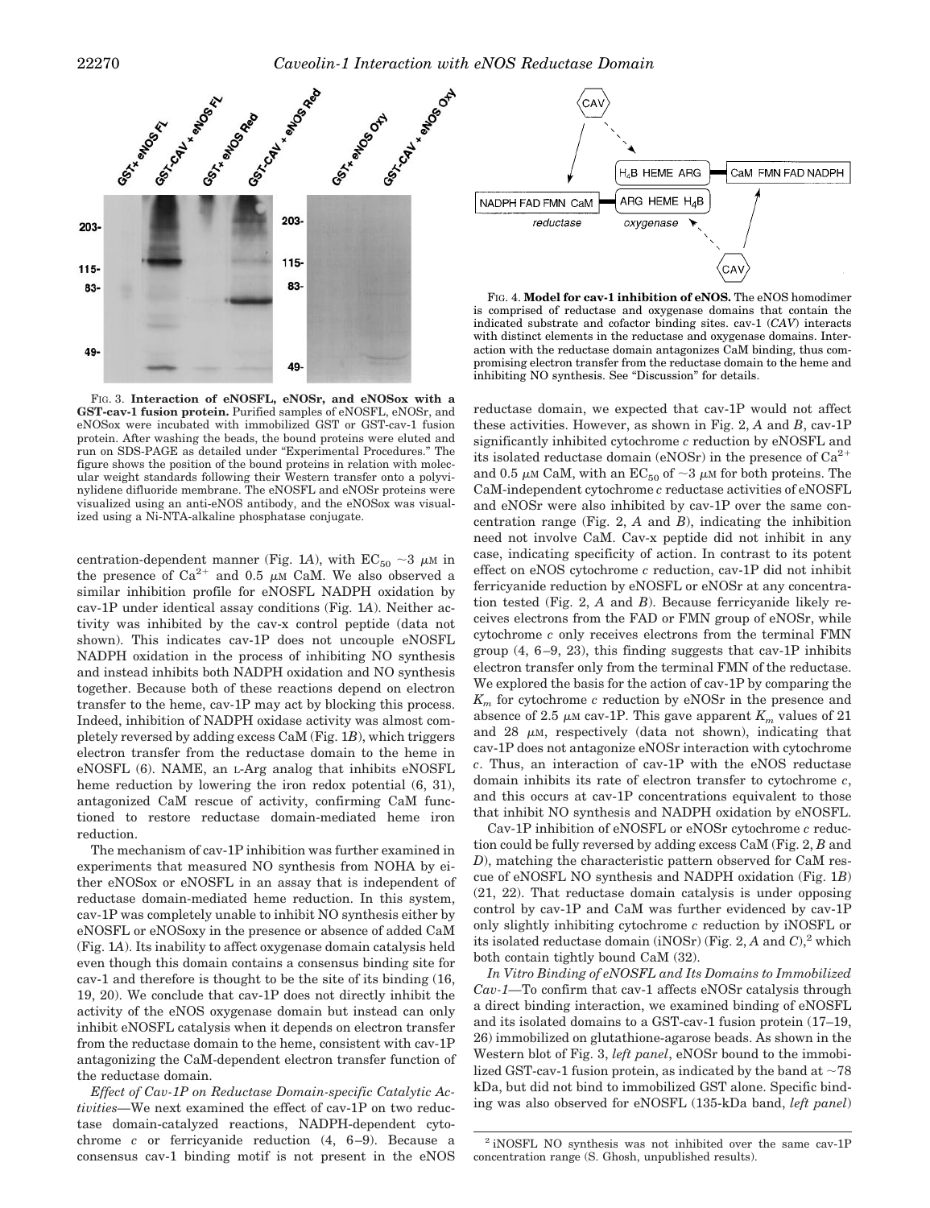FIG. 3. **Interaction of eNOSFL, eNOSr, and eNOSox with a GST-cav-1 fusion protein.** Purified samples of eNOSFL, eNOSr, and eNOSox were incubated with immobilized GST or GST-cav-1 fusion protein. After washing the beads, the bound proteins were eluted and run on SDS-PAGE as detailed under "Experimental Procedures." The figure shows the position of the bound proteins in relation with molecular weight standards following their Western transfer onto a polyvinylidene difluoride membrane. The eNOSFL and eNOSr proteins were visualized using an anti-eNOS antibody, and the eNOSox was visualized using a Ni-NTA-alkaline phosphatase conjugate.

FIG. 4. **Model for cav-1 inhibition of eNOS.** The eNOS homodimer is comprised of reductase and oxygenase domains that contain the indicated substrate and cofactor binding sites. cav-1 (*CAV*) interacts with distinct elements in the reductase and oxygenase domains. Interaction with the reductase domain antagonizes CaM binding, thus compromising electron transfer from the reductase domain to the heme and inhibiting NO synthesis. See "Discussion" for details.

centration-dependent manner (Fig. 1*A*), with $EC_{50}$ ~3 $\mu$M in the presence of $Ca^{2+}$ and 0.5 $\mu$M CaM. We also observed a similar inhibition profile for eNOSFL NADPH oxidation by cav-1P under identical assay conditions (Fig. 1*A*). Neither activity was inhibited by the cav-x control peptide (data not shown). This indicates cav-1P does not uncouple eNOSFL NADPH oxidation in the process of inhibiting NO synthesis and instead inhibits both NADPH oxidation and NO synthesis together. Because both of these reactions depend on electron transfer to the heme, cav-1P may act by blocking this process. Indeed, inhibition of NADPH oxidase activity was almost completely reversed by adding excess CaM (Fig. 1*B*), which triggers electron transfer from the reductase domain to the heme in eNOSFL (6). NAME, an L-Arg analog that inhibits eNOSFL heme reduction by lowering the iron redox potential (6, 31), antagonized CaM rescue of activity, confirming CaM functioned to restore reductase domain-mediated heme iron reduction.

The mechanism of cav-1P inhibition was further examined in experiments that measured NO synthesis from NOHA by either eNOSox or eNOSFL in an assay that is independent of reductase domain-mediated heme reduction. In this system, cav-1P was completely unable to inhibit NO synthesis either by eNOSFL or eNOSoxy in the presence or absence of added CaM (Fig. 1*A*). Its inability to affect oxygenase domain catalysis held even though this domain contains a consensus binding site for cav-1 and therefore is thought to be the site of its binding (16, 19, 20). We conclude that cav-1P does not directly inhibit the activity of the eNOS oxygenase domain but instead can only inhibit eNOSFL catalysis when it depends on electron transfer from the reductase domain to the heme, consistent with cav-1P antagonizing the CaM-dependent electron transfer function of the reductase domain.

*Effect of Cav-1P on Reductase Domain-specific Catalytic Activities*—We next examined the effect of cav-1P on two reductase domain-catalyzed reactions, NADPH-dependent cytochrome *c* or ferricyanide reduction (4, 6–9). Because a consensus cav-1 binding motif is not present in the eNOS reductase domain, we expected that cav-1P would not affect these activities. However, as shown in Fig. 2, *A* and *B*, cav-1P significantly inhibited cytochrome *c* reduction by eNOSFL and its isolated reductase domain (eNOSr) in the presence of $Ca^{2+}$ and 0.5 $\mu$M CaM, with an $EC_{50}$ of ~3 $\mu$M for both proteins. The CaM-independent cytochrome *c* reductase activities of eNOSFL and eNOSr were also inhibited by cav-1P over the same concentration range (Fig. 2, *A* and *B*), indicating the inhibition need not involve CaM. Cav-x peptide did not inhibit in any case, indicating specificity of action. In contrast to its potent effect on eNOS cytochrome *c* reduction, cav-1P did not inhibit ferricyanide reduction by eNOSFL or eNOSr at any concentration tested (Fig. 2, *A* and *B*). Because ferricyanide likely receives electrons from the FAD or FMN group of eNOSr, while cytochrome *c* only receives electrons from the terminal FMN group (4, 6–9, 23), this finding suggests that cav-1P inhibits electron transfer only from the terminal FMN of the reductase. We explored the basis for the action of cav-1P by comparing the $K_m$ for cytochrome *c* reduction by eNOSr in the presence and absence of 2.5 $\mu$M cav-1P. This gave apparent $K_m$ values of 21 and 28 $\mu$M, respectively (data not shown), indicating that cav-1P does not antagonize eNOSr interaction with cytochrome *c*. Thus, an interaction of cav-1P with the eNOS reductase domain inhibits its rate of electron transfer to cytochrome *c*, and this occurs at cav-1P concentrations equivalent to those that inhibit NO synthesis and NADPH oxidation by eNOSFL.

Cav-1P inhibition of eNOSFL or eNOSr cytochrome *c* reduction could be fully reversed by adding excess CaM (Fig. 2, *B* and *D*), matching the characteristic pattern observed for CaM rescue of eNOSFL NO synthesis and NADPH oxidation (Fig. 1*B*) (21, 22). That reductase domain catalysis is under opposing control by cav-1P and CaM was further evidenced by cav-1P only slightly inhibiting cytochrome *c* reduction by iNOSFL or its isolated reductase domain (iNOSr) (Fig. 2, *A* and *C*),[2] which both contain tightly bound CaM (32).

*In Vitro Binding of eNOSFL and Its Domains to Immobilized Cav-1*—To confirm that cav-1 affects eNOSr catalysis through a direct binding interaction, we examined binding of eNOSFL and its isolated domains to a GST-cav-1 fusion protein (17–19, 26) immobilized on glutathione-agarose beads. As shown in the Western blot of Fig. 3, *left panel*, eNOSr bound to the immobilized GST-cav-1 fusion protein, as indicated by the band at ~78 kDa, but did not bind to immobilized GST alone. Specific binding was also observed for eNOSFL (135-kDa band, *left panel*)

[2] iNOSFL NO synthesis was not inhibited over the same cav-1P concentration range (S. Ghosh, unpublished results).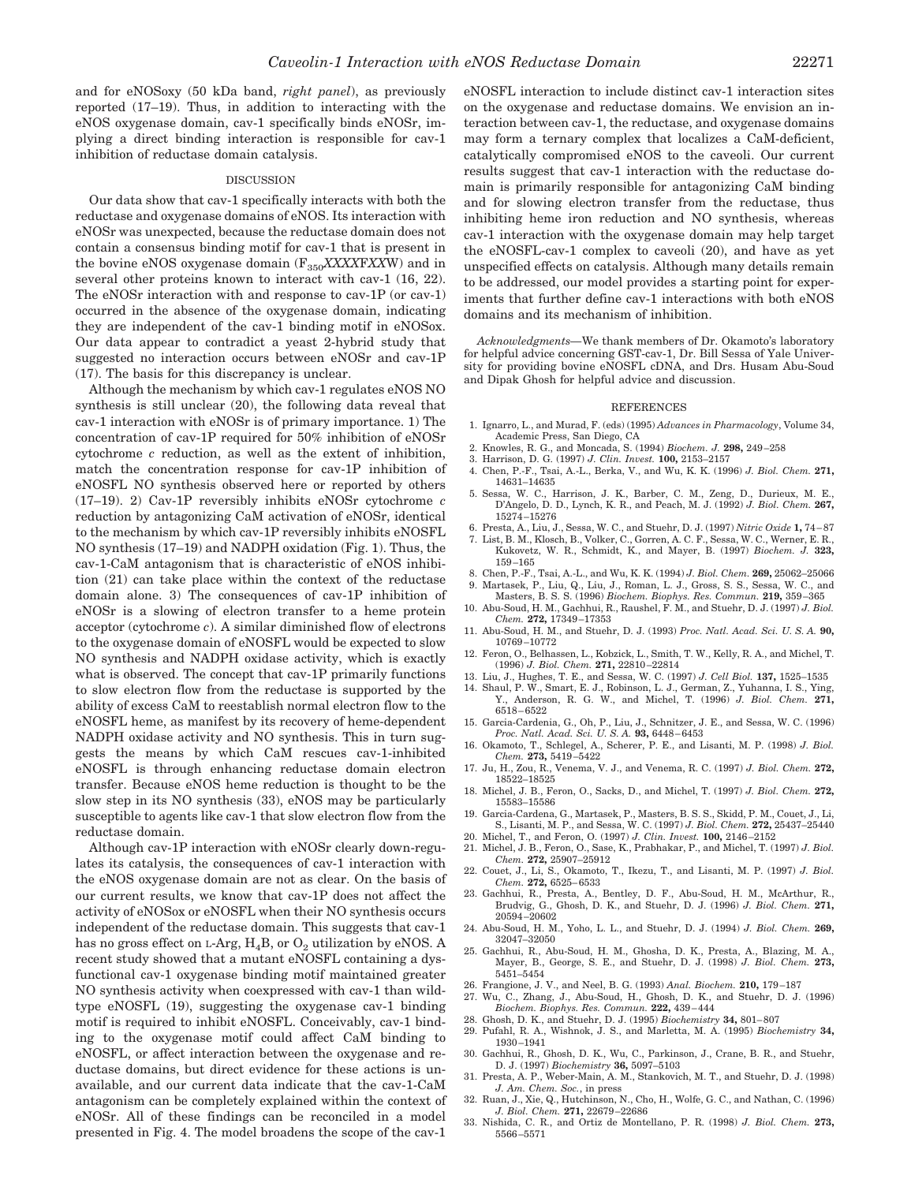and for eNOSoxy (50 kDa band, *right panel*), as previously reported (17–19). Thus, in addition to interacting with the eNOS oxygenase domain, cav-1 specifically binds eNOSr, implying a direct binding interaction is responsible for cav-1 inhibition of reductase domain catalysis.

## DISCUSSION

Our data show that cav-1 specifically interacts with both the reductase and oxygenase domains of eNOS. Its interaction with eNOSr was unexpected, because the reductase domain does not contain a consensus binding motif for cav-1 that is present in the bovine eNOS oxygenase domain ($F_{350}XXXXFXXW$) and in several other proteins known to interact with cav-1 (16, 22). The eNOSr interaction with and response to cav-1P (or cav-1) occurred in the absence of the oxygenase domain, indicating they are independent of the cav-1 binding motif in eNOSox. Our data appear to contradict a yeast 2-hybrid study that suggested no interaction occurs between eNOSr and cav-1P (17). The basis for this discrepancy is unclear.

Although the mechanism by which cav-1 regulates eNOS NO synthesis is still unclear (20), the following data reveal that cav-1 interaction with eNOSr is of primary importance. 1) The concentration of cav-1P required for 50% inhibition of eNOSr cytochrome *c* reduction, as well as the extent of inhibition, match the concentration response for cav-1P inhibition of eNOSFL NO synthesis observed here or reported by others (17–19). 2) Cav-1P reversibly inhibits eNOSr cytochrome *c* reduction by antagonizing CaM activation of eNOSr, identical to the mechanism by which cav-1P reversibly inhibits eNOSFL NO synthesis (17–19) and NADPH oxidation (Fig. 1). Thus, the cav-1-CaM antagonism that is characteristic of eNOS inhibition (21) can take place within the context of the reductase domain alone. 3) The consequences of cav-1P inhibition of eNOSr is a slowing of electron transfer to a heme protein acceptor (cytochrome *c*). A similar diminished flow of electrons to the oxygenase domain of eNOSFL would be expected to slow NO synthesis and NADPH oxidase activity, which is exactly what is observed. The concept that cav-1P primarily functions to slow electron flow from the reductase is supported by the ability of excess CaM to reestablish normal electron flow to the eNOSFL heme, as manifest by its recovery of heme-dependent NADPH oxidase activity and NO synthesis. This in turn suggests the means by which CaM rescues cav-1-inhibited eNOSFL is through enhancing reductase domain electron transfer. Because eNOS heme reduction is thought to be the slow step in its NO synthesis (33), eNOS may be particularly susceptible to agents like cav-1 that slow electron flow from the reductase domain.

Although cav-1P interaction with eNOSr clearly down-regulates its catalysis, the consequences of cav-1 interaction with the eNOS oxygenase domain are not as clear. On the basis of our current results, we know that cav-1P does not affect the activity of eNOSox or eNOSFL when their NO synthesis occurs independent of the reductase domain. This suggests that cav-1 has no gross effect on L-Arg, $H_4B$, or $O_2$ utilization by eNOS. A recent study showed that a mutant eNOSFL containing a dysfunctional cav-1 oxygenase binding motif maintained greater NO synthesis activity when coexpressed with cav-1 than wild-type eNOSFL (19), suggesting the oxygenase cav-1 binding motif is required to inhibit eNOSFL. Conceivably, cav-1 binding to the oxygenase motif could affect CaM binding to eNOSFL, or affect interaction between the oxygenase and reductase domains, but direct evidence for these actions is unavailable, and our current data indicate that the cav-1-CaM antagonism can be completely explained within the context of eNOSr. All of these findings can be reconciled in a model presented in Fig. 4. The model broadens the scope of the cav-1 eNOSFL interaction to include distinct cav-1 interaction sites on the oxygenase and reductase domains. We envision an interaction between cav-1, the reductase, and oxygenase domains may form a ternary complex that localizes a CaM-deficient, catalytically compromised eNOS to the caveoli. Our current results suggest that cav-1 interaction with the reductase domain is primarily responsible for antagonizing CaM binding and for slowing electron transfer from the reductase, thus inhibiting heme iron reduction and NO synthesis, whereas cav-1 interaction with the oxygenase domain may help target the eNOSFL-cav-1 complex to caveoli (20), and have as yet unspecified effects on catalysis. Although many details remain to be addressed, our model provides a starting point for experiments that further define cav-1 interactions with both eNOS domains and its mechanism of inhibition.

*Acknowledgments*—We thank members of Dr. Okamoto's laboratory for helpful advice concerning GST-cav-1, Dr. Bill Sessa of Yale University for providing bovine eNOSFL cDNA, and Drs. Husam Abu-Soud and Dipak Ghosh for helpful advice and discussion.

## REFERENCES

1. Ignarro, L., and Murad, F. (eds) (1995) *Advances in Pharmacology*, Volume 34, Academic Press, San Diego, CA
2. Knowles, R. G., and Moncada, S. (1994) *Biochem. J.* **298,** 249–258
3. Harrison, D. G. (1997) *J. Clin. Invest.* **100,** 2153–2157
4. Chen, P.-F., Tsai, A.-L., Berka, V., and Wu, K. K. (1996) *J. Biol. Chem.* **271,** 14631–14635
5. Sessa, W. C., Harrison, J. K., Barber, C. M., Zeng, D., Durieux, M. E., D'Angelo, D. D., Lynch, K. R., and Peach, M. J. (1992) *J. Biol. Chem.* **267,** 15274–15276
6. Presta, A., Liu, J., Sessa, W. C., and Stuehr, D. J. (1997) *Nitric Oxide* **1,** 74–87
7. List, B. M., Klosch, B., Volker, C., Gorren, A. C. F., Sessa, W. C., Werner, E. R., Kukovetz, W. R., Schmidt, K., and Mayer, B. (1997) *Biochem. J.* **323,** 159–165
8. Chen, P.-F., Tsai, A.-L., and Wu, K. K. (1994) *J. Biol. Chem.* **269,** 25062–25066
9. Martasek, P., Liu, Q., Liu, J., Roman, L. J., Gross, S. S., Sessa, W. C., and Masters, B. S. S. (1996) *Biochem. Biophys. Res. Commun.* **219,** 359–365
10. Abu-Soud, H. M., Gachhui, R., Raushel, F. M., and Stuehr, D. J. (1997) *J. Biol. Chem.* **272,** 17349–17353
11. Abu-Soud, H. M., and Stuehr, D. J. (1993) *Proc. Natl. Acad. Sci. U. S. A.* **90,** 10769–10772
12. Feron, O., Belhassen, L., Kobzick, L., Smith, T. W., Kelly, R. A., and Michel, T. (1996) *J. Biol. Chem.* **271,** 22810–22814
13. Liu, J., Hughes, T. E., and Sessa, W. C. (1997) *J. Cell Biol.* **137,** 1525–1535
14. Shaul, P. W., Smart, E. J., Robinson, L. J., German, Z., Yuhanna, I. S., Ying, Y., Anderson, R. G. W., and Michel, T. (1996) *J. Biol. Chem.* **271,** 6518–6522
15. Garcia-Cardenia, G., Oh, P., Liu, J., Schnitzer, J. E., and Sessa, W. C. (1996) *Proc. Natl. Acad. Sci. U. S. A.* **93,** 6448–6453
16. Okamoto, T., Schlegel, A., Scherer, P. E., and Lisanti, M. P. (1998) *J. Biol. Chem.* **273,** 5419–5422
17. Ju, H., Zou, R., Venema, V. J., and Venema, R. C. (1997) *J. Biol. Chem.* **272,** 18522–18525
18. Michel, J. B., Feron, O., Sacks, D., and Michel, T. (1997) *J. Biol. Chem.* **272,** 15583–15586
19. Garcia-Cardena, G., Martasek, P., Masters, B. S. S., Skidd, P. M., Couet, J., Li, S., Lisanti, M. P., and Sessa, W. C. (1997) *J. Biol. Chem.* **272,** 25437–25440
20. Michel, T., and Feron, O. (1997) *J. Clin. Invest.* **100,** 2146–2152
21. Michel, J. B., Feron, O., Sase, K., Prabhakar, P., and Michel, T. (1997) *J. Biol. Chem.* **272,** 25907–25912
22. Couet, J., Li, S., Okamoto, T., Ikezu, T., and Lisanti, M. P. (1997) *J. Biol. Chem.* **272,** 6525–6533
23. Gachhui, R., Presta, A., Bentley, D. F., Abu-Soud, H. M., McArthur, R., Brudvig, G., Ghosh, D. K., and Stuehr, D. J. (1996) *J. Biol. Chem.* **271,** 20594–20602
24. Abu-Soud, H. M., Yoho, L. L., and Stuehr, D. J. (1994) *J. Biol. Chem.* **269,** 32047–32050
25. Gachhui, R., Abu-Soud, H. M., Ghosha, D. K., Presta, A., Blazing, M. A., Mayer, B., George, S. E., and Stuehr, D. J. (1998) *J. Biol. Chem.* **273,** 5451–5454
26. Frangione, J. V., and Neel, B. G. (1993) *Anal. Biochem.* **210,** 179–187
27. Wu, C., Zhang, J., Abu-Soud, H., Ghosh, D. K., and Stuehr, D. J. (1996) *Biochem. Biophys. Res. Commun.* **222,** 439–444
28. Ghosh, D. K., and Stuehr, D. J. (1995) *Biochemistry* **34,** 801–807
29. Pufahl, R. A., Wishnok, J. S., and Marletta, M. A. (1995) *Biochemistry* **34,** 1930–1941
30. Gachhui, R., Ghosh, D. K., Wu, C., Parkinson, J., Crane, B. R., and Stuehr, D. J. (1997) *Biochemistry* **36,** 5097–5103
31. Presta, A. P., Weber-Main, A. M., Stankovich, M. T., and Stuehr, D. J. (1998) *J. Am. Chem. Soc.*, in press
32. Ruan, J., Xie, Q., Hutchinson, N., Cho, H., Wolfe, G. C., and Nathan, C. (1996) *J. Biol. Chem.* **271,** 22679–22686
33. Nishida, C. R., and Ortiz de Montellano, P. R. (1998) *J. Biol. Chem.* **273,** 5566–5571